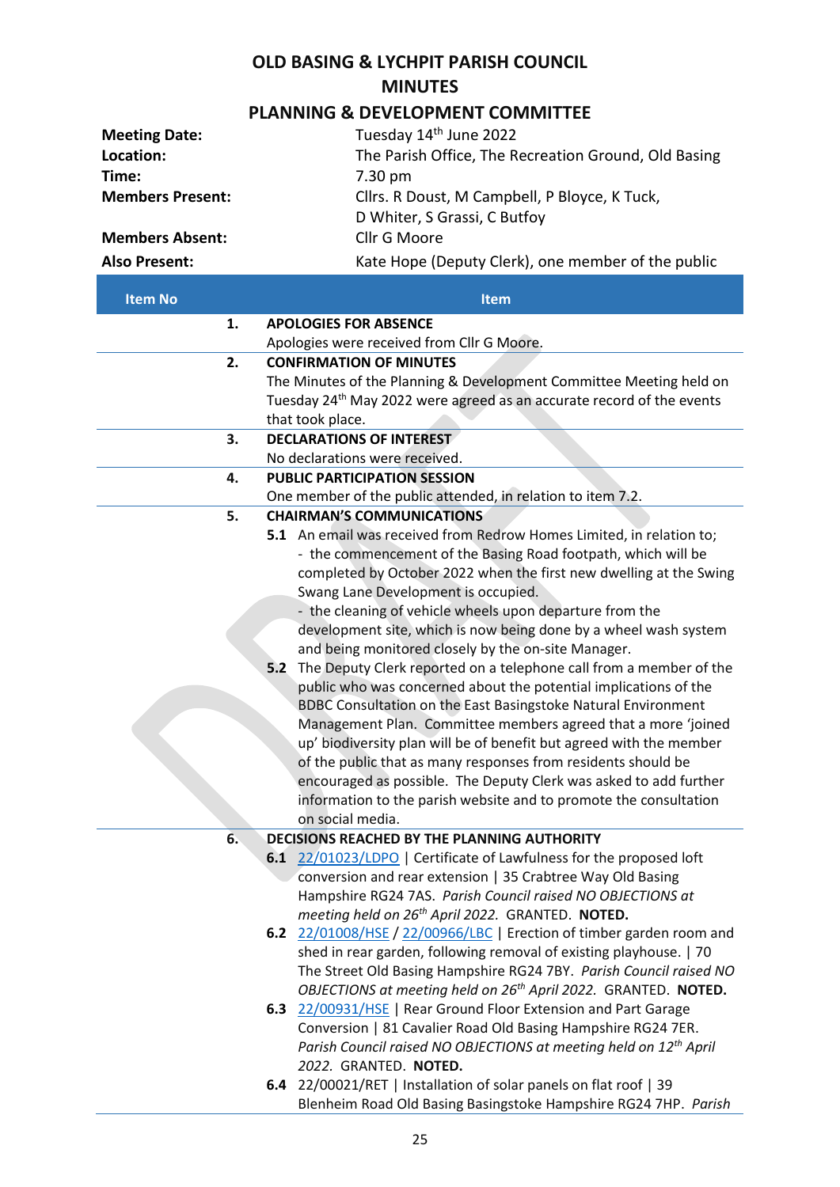# OLD BASING & LYCHPIT PARISH COUNCIL
# MINUTES
## PLANNING & DEVELOPMENT COMMITTEE

| | |
|---|---|
| **Meeting Date:** | Tuesday 14th June 2022 |
| **Location:** | The Parish Office, The Recreation Ground, Old Basing |
| **Time:** | 7.30 pm |
| **Members Present:** | Cllrs. R Doust, M Campbell, P Bloyce, K Tuck, D Whiter, S Grassi, C Butfoy |
| **Members Absent:** | Cllr G Moore |
| **Also Present:** | Kate Hope (Deputy Clerk), one member of the public |

| Item No | Item |
|---|---|
| 1. | **APOLOGIES FOR ABSENCE**<br>Apologies were received from Cllr G Moore. |
| 2. | **CONFIRMATION OF MINUTES**<br>The Minutes of the Planning & Development Committee Meeting held on Tuesday 24th May 2022 were agreed as an accurate record of the events that took place. |
| 3. | **DECLARATIONS OF INTEREST**<br>No declarations were received. |
| 4. | **PUBLIC PARTICIPATION SESSION**<br>One member of the public attended, in relation to item 7.2. |
| 5. | **CHAIRMAN'S COMMUNICATIONS**<br>**5.1** An email was received from Redrow Homes Limited, in relation to;<br>- the commencement of the Basing Road footpath, which will be completed by October 2022 when the first new dwelling at the Swing Swang Lane Development is occupied.<br>- the cleaning of vehicle wheels upon departure from the development site, which is now being done by a wheel wash system and being monitored closely by the on-site Manager.<br>**5.2** The Deputy Clerk reported on a telephone call from a member of the public who was concerned about the potential implications of the BDBC Consultation on the East Basingstoke Natural Environment Management Plan. Committee members agreed that a more 'joined up' biodiversity plan will be of benefit but agreed with the member of the public that as many responses from residents should be encouraged as possible. The Deputy Clerk was asked to add further information to the parish website and to promote the consultation on social media. |
| 6. | **DECISIONS REACHED BY THE PLANNING AUTHORITY**<br>**6.1** 22/01023/LDPO \| Certificate of Lawfulness for the proposed loft conversion and rear extension \| 35 Crabtree Way Old Basing Hampshire RG24 7AS. *Parish Council raised NO OBJECTIONS at meeting held on 26th April 2022.* GRANTED. **NOTED.**<br>**6.2** 22/01008/HSE / 22/00966/LBC \| Erection of timber garden room and shed in rear garden, following removal of existing playhouse. \| 70 The Street Old Basing Hampshire RG24 7BY. *Parish Council raised NO OBJECTIONS at meeting held on 26th April 2022.* GRANTED. **NOTED.**<br>**6.3** 22/00931/HSE \| Rear Ground Floor Extension and Part Garage Conversion \| 81 Cavalier Road Old Basing Hampshire RG24 7ER. *Parish Council raised NO OBJECTIONS at meeting held on 12th April 2022.* GRANTED. **NOTED.**<br>**6.4** 22/00021/RET \| Installation of solar panels on flat roof \| 39 Blenheim Road Old Basing Basingstoke Hampshire RG24 7HP. *Parish* |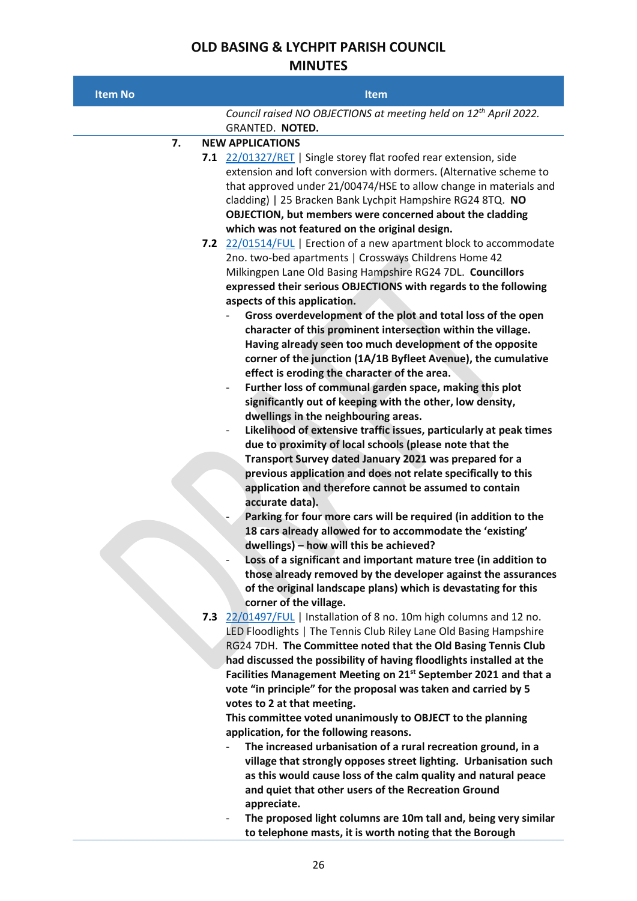# OLD BASING & LYCHPIT PARISH COUNCIL
## MINUTES

| Item No | Item |
|---|---|
| | *Council raised NO OBJECTIONS at meeting held on 12th April 2022.* GRANTED. **NOTED.** |
| **7.** | **NEW APPLICATIONS** |
| | **7.1** 22/01327/RET \| Single storey flat roofed rear extension, side extension and loft conversion with dormers. (Alternative scheme to that approved under 21/00474/HSE to allow change in materials and cladding) \| 25 Bracken Bank Lychpit Hampshire RG24 8TQ. **NO OBJECTION, but members were concerned about the cladding which was not featured on the original design.** |
| | **7.2** 22/01514/FUL \| Erection of a new apartment block to accommodate 2no. two-bed apartments \| Crossways Childrens Home 42 Milkingpen Lane Old Basing Hampshire RG24 7DL. **Councillors expressed their serious OBJECTIONS with regards to the following aspects of this application.**<br>- **Gross overdevelopment of the plot and total loss of the open character of this prominent intersection within the village. Having already seen too much development of the opposite corner of the junction (1A/1B Byfleet Avenue), the cumulative effect is eroding the character of the area.**<br>- **Further loss of communal garden space, making this plot significantly out of keeping with the other, low density, dwellings in the neighbouring areas.**<br>- **Likelihood of extensive traffic issues, particularly at peak times due to proximity of local schools (please note that the Transport Survey dated January 2021 was prepared for a previous application and does not relate specifically to this application and therefore cannot be assumed to contain accurate data).**<br>- **Parking for four more cars will be required (in addition to the 18 cars already allowed for to accommodate the 'existing' dwellings) – how will this be achieved?**<br>- **Loss of a significant and important mature tree (in addition to those already removed by the developer against the assurances of the original landscape plans) which is devastating for this corner of the village.** |
| | **7.3** 22/01497/FUL \| Installation of 8 no. 10m high columns and 12 no. LED Floodlights \| The Tennis Club Riley Lane Old Basing Hampshire RG24 7DH. **The Committee noted that the Old Basing Tennis Club had discussed the possibility of having floodlights installed at the Facilities Management Meeting on 21st September 2021 and that a vote "in principle" for the proposal was taken and carried by 5 votes to 2 at that meeting.**<br>**This committee voted unanimously to OBJECT to the planning application, for the following reasons.**<br>- **The increased urbanisation of a rural recreation ground, in a village that strongly opposes street lighting. Urbanisation such as this would cause loss of the calm quality and natural peace and quiet that other users of the Recreation Ground appreciate.**<br>- **The proposed light columns are 10m tall and, being very similar to telephone masts, it is worth noting that the Borough** |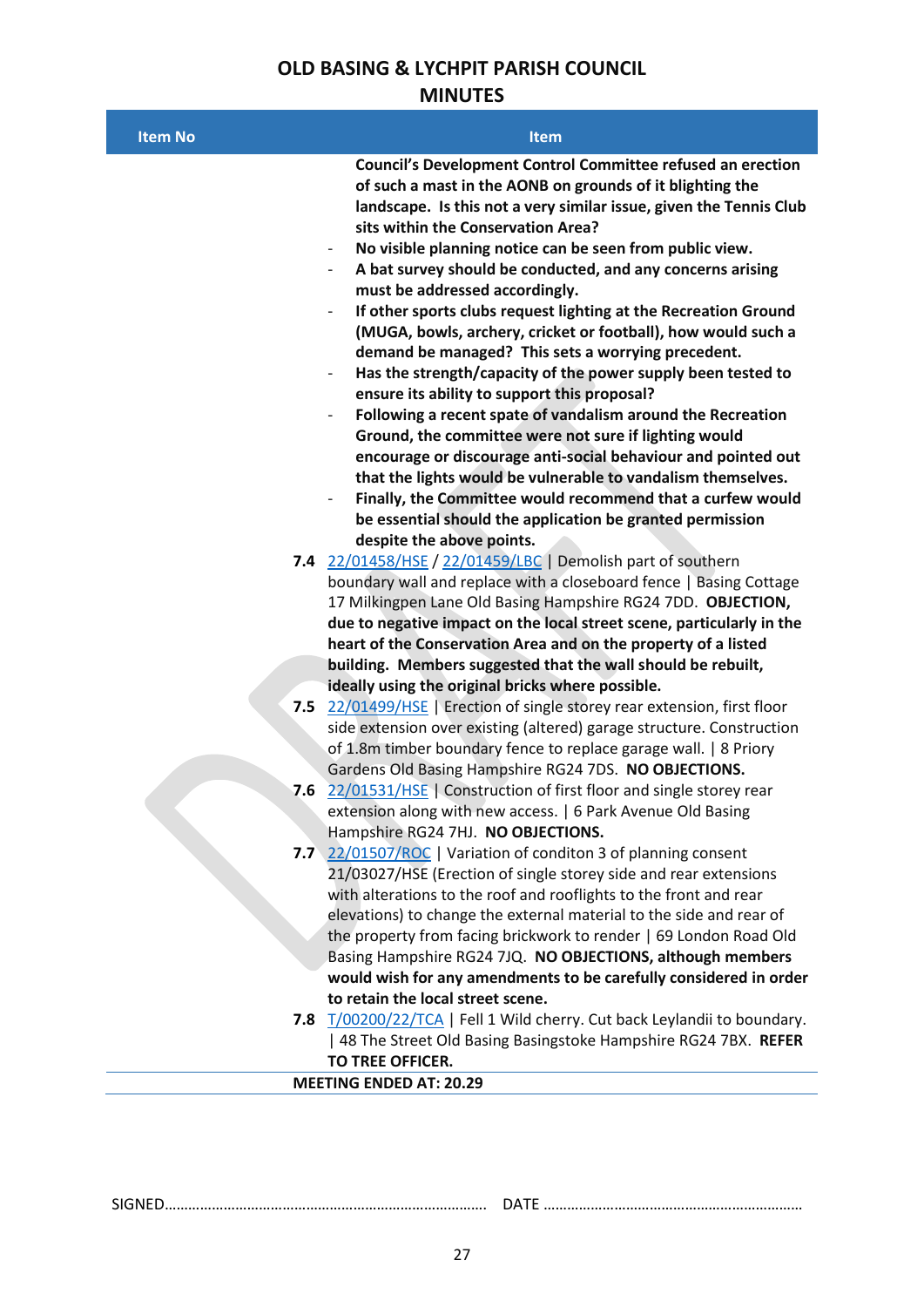# OLD BASING & LYCHPIT PARISH COUNCIL

## MINUTES

| Item No | Item |
| --- | --- |
| | **Council's Development Control Committee refused an erection of such a mast in the AONB on grounds of it blighting the landscape. Is this not a very similar issue, given the Tennis Club sits within the Conservation Area?**<br>- **No visible planning notice can be seen from public view.**<br>- **A bat survey should be conducted, and any concerns arising must be addressed accordingly.**<br>- **If other sports clubs request lighting at the Recreation Ground (MUGA, bowls, archery, cricket or football), how would such a demand be managed? This sets a worrying precedent.**<br>- **Has the strength/capacity of the power supply been tested to ensure its ability to support this proposal?**<br>- **Following a recent spate of vandalism around the Recreation Ground, the committee were not sure if lighting would encourage or discourage anti-social behaviour and pointed out that the lights would be vulnerable to vandalism themselves.**<br>- **Finally, the Committee would recommend that a curfew would be essential should the application be granted permission despite the above points.** |
| | **7.4** 22/01458/HSE / 22/01459/LBC \| Demolish part of southern boundary wall and replace with a closeboard fence \| Basing Cottage 17 Milkingpen Lane Old Basing Hampshire RG24 7DD. **OBJECTION, due to negative impact on the local street scene, particularly in the heart of the Conservation Area and on the property of a listed building. Members suggested that the wall should be rebuilt, ideally using the original bricks where possible.** |
| | **7.5** 22/01499/HSE \| Erection of single storey rear extension, first floor side extension over existing (altered) garage structure. Construction of 1.8m timber boundary fence to replace garage wall. \| 8 Priory Gardens Old Basing Hampshire RG24 7DS. **NO OBJECTIONS.** |
| | **7.6** 22/01531/HSE \| Construction of first floor and single storey rear extension along with new access. \| 6 Park Avenue Old Basing Hampshire RG24 7HJ. **NO OBJECTIONS.** |
| | **7.7** 22/01507/ROC \| Variation of conditon 3 of planning consent 21/03027/HSE (Erection of single storey side and rear extensions with alterations to the roof and rooflights to the front and rear elevations) to change the external material to the side and rear of the property from facing brickwork to render \| 69 London Road Old Basing Hampshire RG24 7JQ. **NO OBJECTIONS, although members would wish for any amendments to be carefully considered in order to retain the local street scene.** |
| | **7.8** T/00200/22/TCA \| Fell 1 Wild cherry. Cut back Leylandii to boundary. \| 48 The Street Old Basing Basingstoke Hampshire RG24 7BX. **REFER TO TREE OFFICER.** |
| | **MEETING ENDED AT: 20.29** |

SIGNED……………………………………………………………………… DATE …………………………………………………………